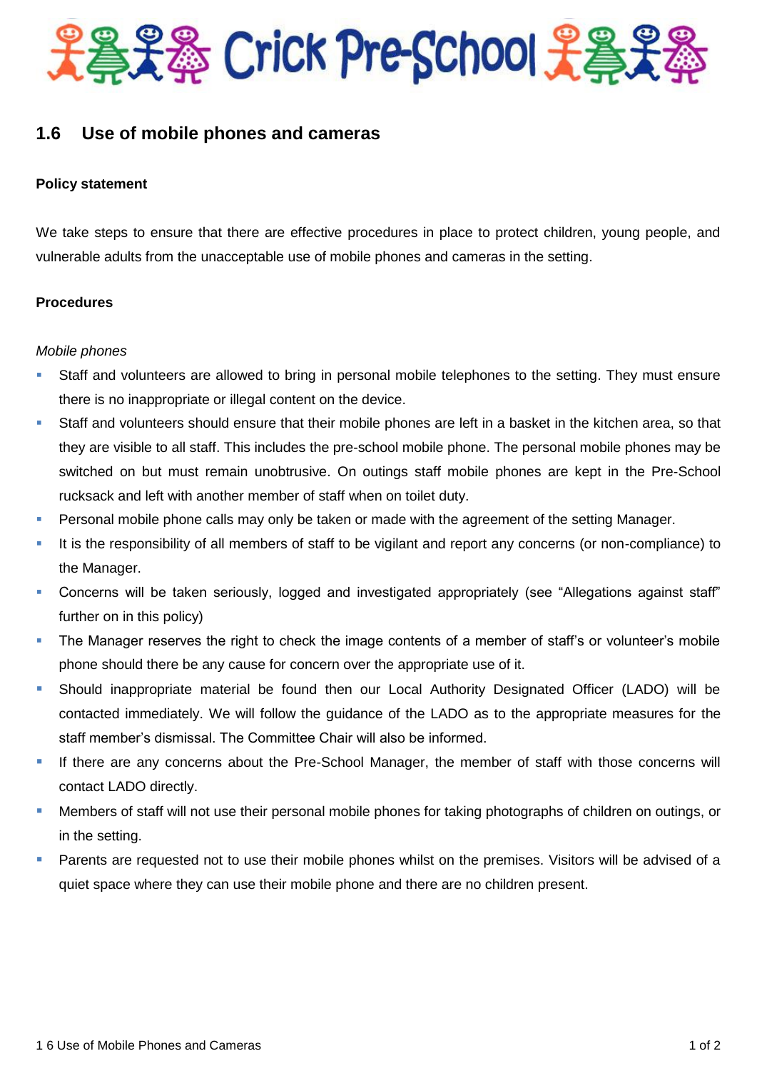# Crick Pre-School

## 1.6 Use of mobile phones and cameras

### Policy statement

We take steps to ensure that there are effective procedures in place to protect children, young people, and vulnerable adults from the unacceptable use of mobile phones and cameras in the setting.

### Procedures

*Mobile phones*

- Staff and volunteers are allowed to bring in personal mobile telephones to the setting. They must ensure there is no inappropriate or illegal content on the device.
- Staff and volunteers should ensure that their mobile phones are left in a basket in the kitchen area, so that they are visible to all staff. This includes the pre-school mobile phone. The personal mobile phones may be switched on but must remain unobtrusive. On outings staff mobile phones are kept in the Pre-School rucksack and left with another member of staff when on toilet duty.
- Personal mobile phone calls may only be taken or made with the agreement of the setting Manager.
- It is the responsibility of all members of staff to be vigilant and report any concerns (or non-compliance) to the Manager.
- Concerns will be taken seriously, logged and investigated appropriately (see "Allegations against staff" further on in this policy)
- The Manager reserves the right to check the image contents of a member of staff's or volunteer's mobile phone should there be any cause for concern over the appropriate use of it.
- Should inappropriate material be found then our Local Authority Designated Officer (LADO) will be contacted immediately. We will follow the guidance of the LADO as to the appropriate measures for the staff member's dismissal. The Committee Chair will also be informed.
- If there are any concerns about the Pre-School Manager, the member of staff with those concerns will contact LADO directly.
- Members of staff will not use their personal mobile phones for taking photographs of children on outings, or in the setting.
- Parents are requested not to use their mobile phones whilst on the premises. Visitors will be advised of a quiet space where they can use their mobile phone and there are no children present.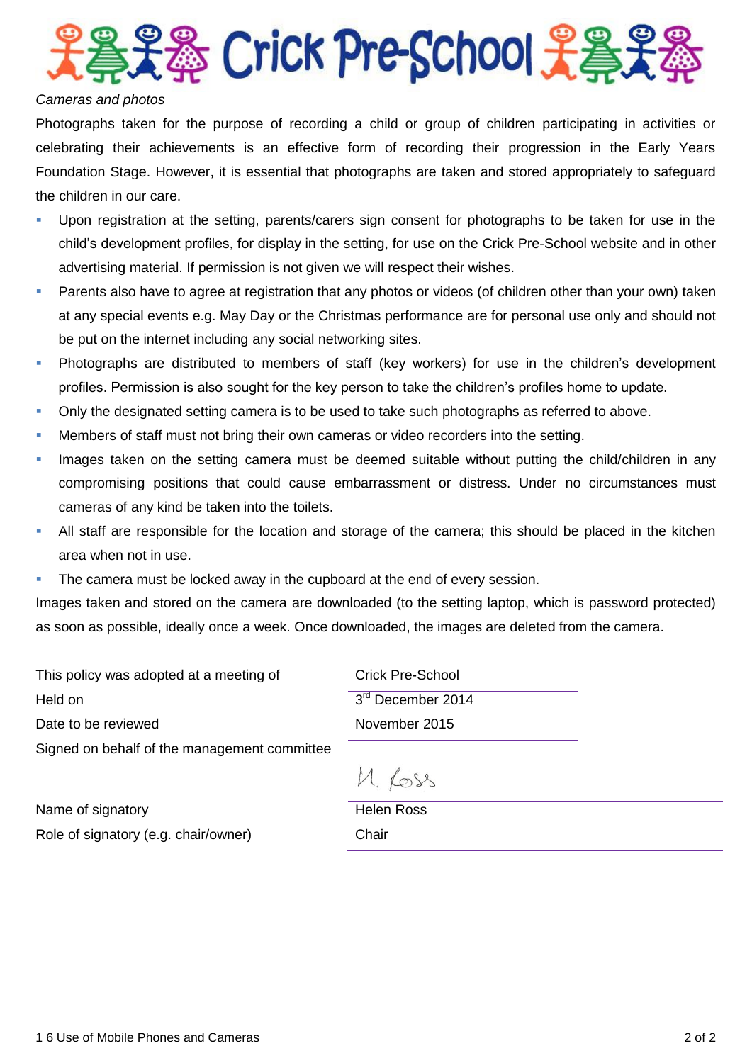# Crick Pre-School

*Cameras and photos*

Photographs taken for the purpose of recording a child or group of children participating in activities or celebrating their achievements is an effective form of recording their progression in the Early Years Foundation Stage. However, it is essential that photographs are taken and stored appropriately to safeguard the children in our care.

- Upon registration at the setting, parents/carers sign consent for photographs to be taken for use in the child's development profiles, for display in the setting, for use on the Crick Pre-School website and in other advertising material. If permission is not given we will respect their wishes.
- Parents also have to agree at registration that any photos or videos (of children other than your own) taken at any special events e.g. May Day or the Christmas performance are for personal use only and should not be put on the internet including any social networking sites.
- Photographs are distributed to members of staff (key workers) for use in the children's development profiles. Permission is also sought for the key person to take the children's profiles home to update.
- Only the designated setting camera is to be used to take such photographs as referred to above.
- Members of staff must not bring their own cameras or video recorders into the setting.
- Images taken on the setting camera must be deemed suitable without putting the child/children in any compromising positions that could cause embarrassment or distress. Under no circumstances must cameras of any kind be taken into the toilets.
- All staff are responsible for the location and storage of the camera; this should be placed in the kitchen area when not in use.
- The camera must be locked away in the cupboard at the end of every session.

Images taken and stored on the camera are downloaded (to the setting laptop, which is password protected) as soon as possible, ideally once a week. Once downloaded, the images are deleted from the camera.

| | |
|---|---|
| This policy was adopted at a meeting of | Crick Pre-School |
| Held on | 3rd December 2014 |
| Date to be reviewed | November 2015 |
| Signed on behalf of the management committee | H. Ross |
| Name of signatory | Helen Ross |
| Role of signatory (e.g. chair/owner) | Chair |

1 6 Use of Mobile Phones and Cameras